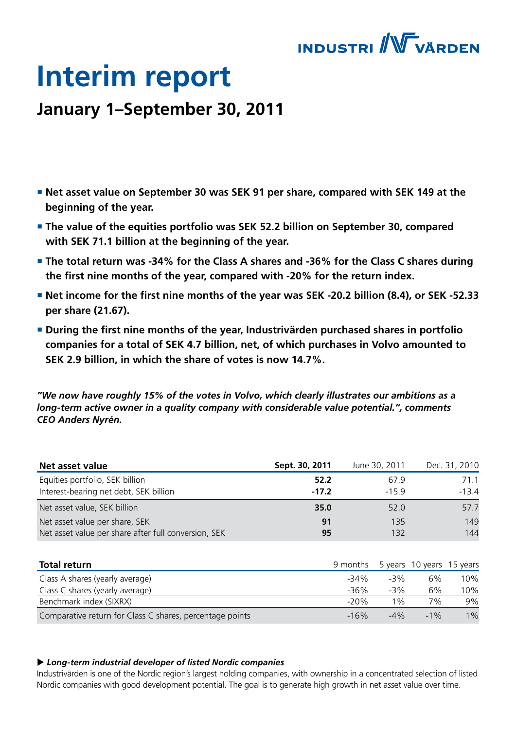INDUSTRIVÄRDEN

# Interim report

## January 1–September 30, 2011

- **Net asset value on September 30 was SEK 91 per share, compared with SEK 149 at the beginning of the year.**
- **The value of the equities portfolio was SEK 52.2 billion on September 30, compared with SEK 71.1 billion at the beginning of the year.**
- **The total return was -34% for the Class A shares and -36% for the Class C shares during the first nine months of the year, compared with -20% for the return index.**
- **Net income for the first nine months of the year was SEK -20.2 billion (8.4), or SEK -52.33 per share (21.67).**
- **During the first nine months of the year, Industrivärden purchased shares in portfolio companies for a total of SEK 4.7 billion, net, of which purchases in Volvo amounted to SEK 2.9 billion, in which the share of votes is now 14.7%.**

***"We now have roughly 15% of the votes in Volvo, which clearly illustrates our ambitions as a long-term active owner in a quality company with considerable value potential.", comments CEO Anders Nyrén.***

| Net asset value | Sept. 30, 2011 | June 30, 2011 | Dec. 31, 2010 |
|---|---|---|---|
| Equities portfolio, SEK billion | **52.2** | 67.9 | 71.1 |
| Interest-bearing net debt, SEK billion | **-17.2** | -15.9 | -13.4 |
| Net asset value, SEK billion | **35.0** | 52.0 | 57.7 |
| Net asset value per share, SEK | **91** | 135 | 149 |
| Net asset value per share after full conversion, SEK | **95** | 132 | 144 |

| Total return | 9 months | 5 years | 10 years | 15 years |
|---|---|---|---|---|
| Class A shares (yearly average) | -34% | -3% | 6% | 10% |
| Class C shares (yearly average) | -36% | -3% | 6% | 10% |
| Benchmark index (SIXRX) | -20% | 1% | 7% | 9% |
| Comparative return for Class C shares, percentage points | -16% | -4% | -1% | 1% |

▶ ***Long-term industrial developer of listed Nordic companies***

Industrivärden is one of the Nordic region's largest holding companies, with ownership in a concentrated selection of listed Nordic companies with good development potential. The goal is to generate high growth in net asset value over time.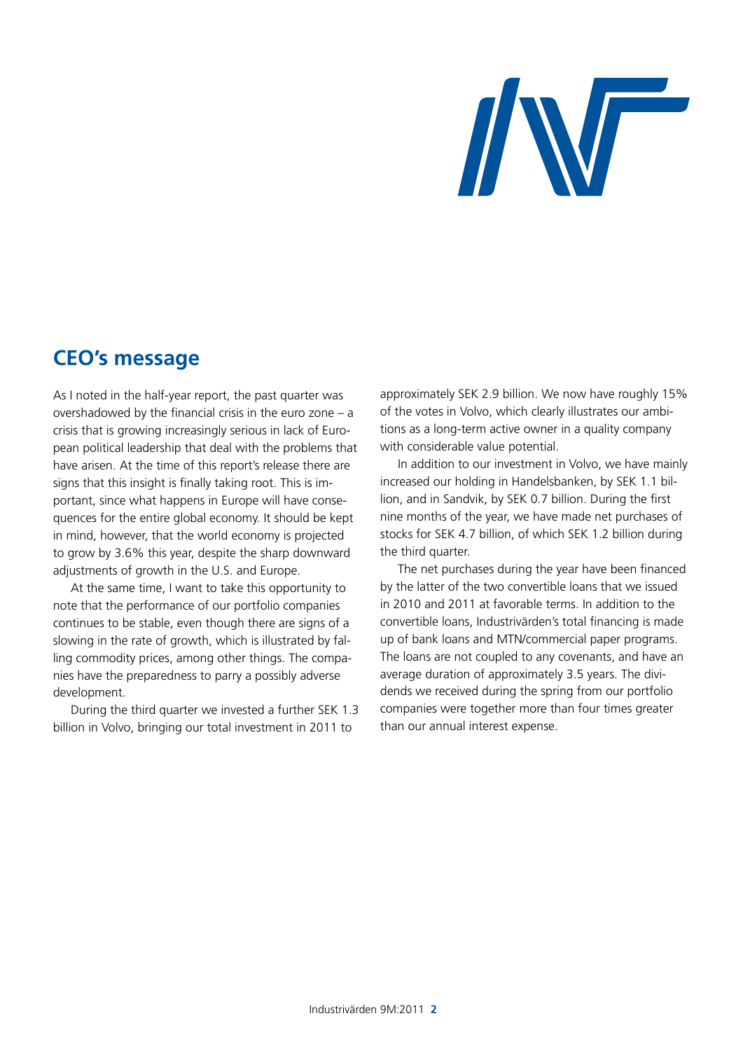## CEO's message

As I noted in the half-year report, the past quarter was overshadowed by the financial crisis in the euro zone – a crisis that is growing increasingly serious in lack of European political leadership that deal with the problems that have arisen. At the time of this report's release there are signs that this insight is finally taking root. This is important, since what happens in Europe will have consequences for the entire global economy. It should be kept in mind, however, that the world economy is projected to grow by 3.6% this year, despite the sharp downward adjustments of growth in the U.S. and Europe.

At the same time, I want to take this opportunity to note that the performance of our portfolio companies continues to be stable, even though there are signs of a slowing in the rate of growth, which is illustrated by falling commodity prices, among other things. The companies have the preparedness to parry a possibly adverse development.

During the third quarter we invested a further SEK 1.3 billion in Volvo, bringing our total investment in 2011 to approximately SEK 2.9 billion. We now have roughly 15% of the votes in Volvo, which clearly illustrates our ambitions as a long-term active owner in a quality company with considerable value potential.

In addition to our investment in Volvo, we have mainly increased our holding in Handelsbanken, by SEK 1.1 billion, and in Sandvik, by SEK 0.7 billion. During the first nine months of the year, we have made net purchases of stocks for SEK 4.7 billion, of which SEK 1.2 billion during the third quarter.

The net purchases during the year have been financed by the latter of the two convertible loans that we issued in 2010 and 2011 at favorable terms. In addition to the convertible loans, Industrivärden's total financing is made up of bank loans and MTN/commercial paper programs. The loans are not coupled to any covenants, and have an average duration of approximately 3.5 years. The dividends we received during the spring from our portfolio companies were together more than four times greater than our annual interest expense.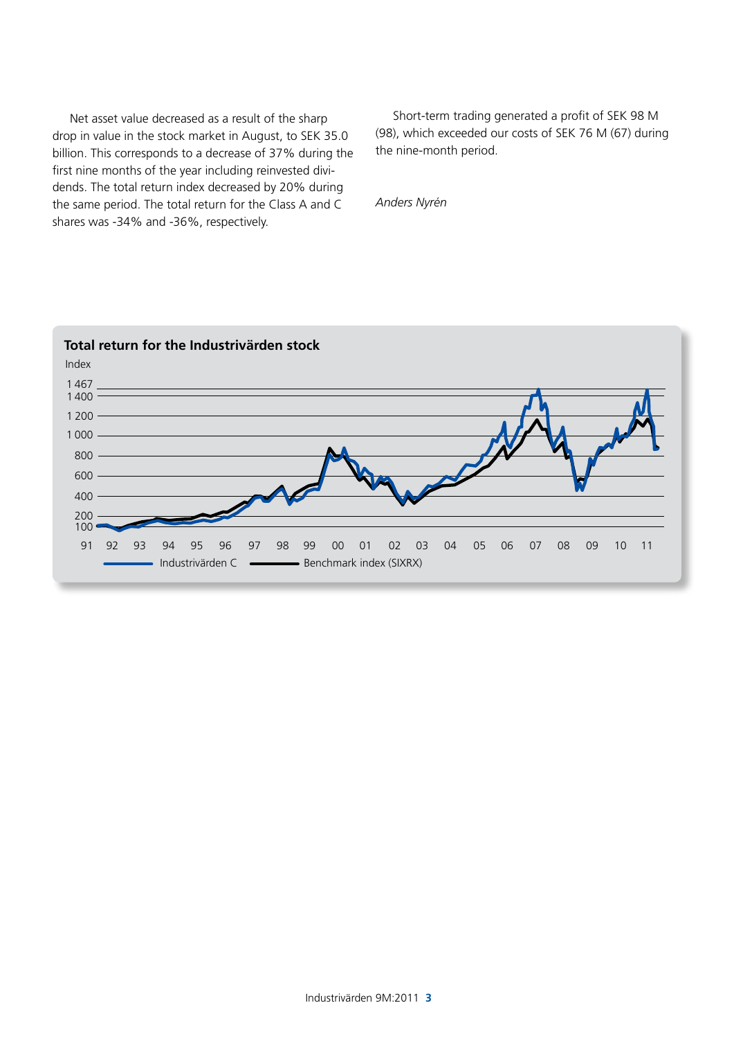Net asset value decreased as a result of the sharp drop in value in the stock market in August, to SEK 35.0 billion. This corresponds to a decrease of 37% during the first nine months of the year including reinvested dividends. The total return index decreased by 20% during the same period. The total return for the Class A and C shares was -34% and -36%, respectively.

Short-term trading generated a profit of SEK 98 M (98), which exceeded our costs of SEK 76 M (67) during the nine-month period.

*Anders Nyrén*

**Total return for the Industrivärden stock**

Index

1 467
1 400
1 200
1 000
800
600
400
200
100

91 92 93 94 95 96 97 98 99 00 01 02 03 04 05 06 07 08 09 10 11

Industrivärden C
Benchmark index (SIXRX)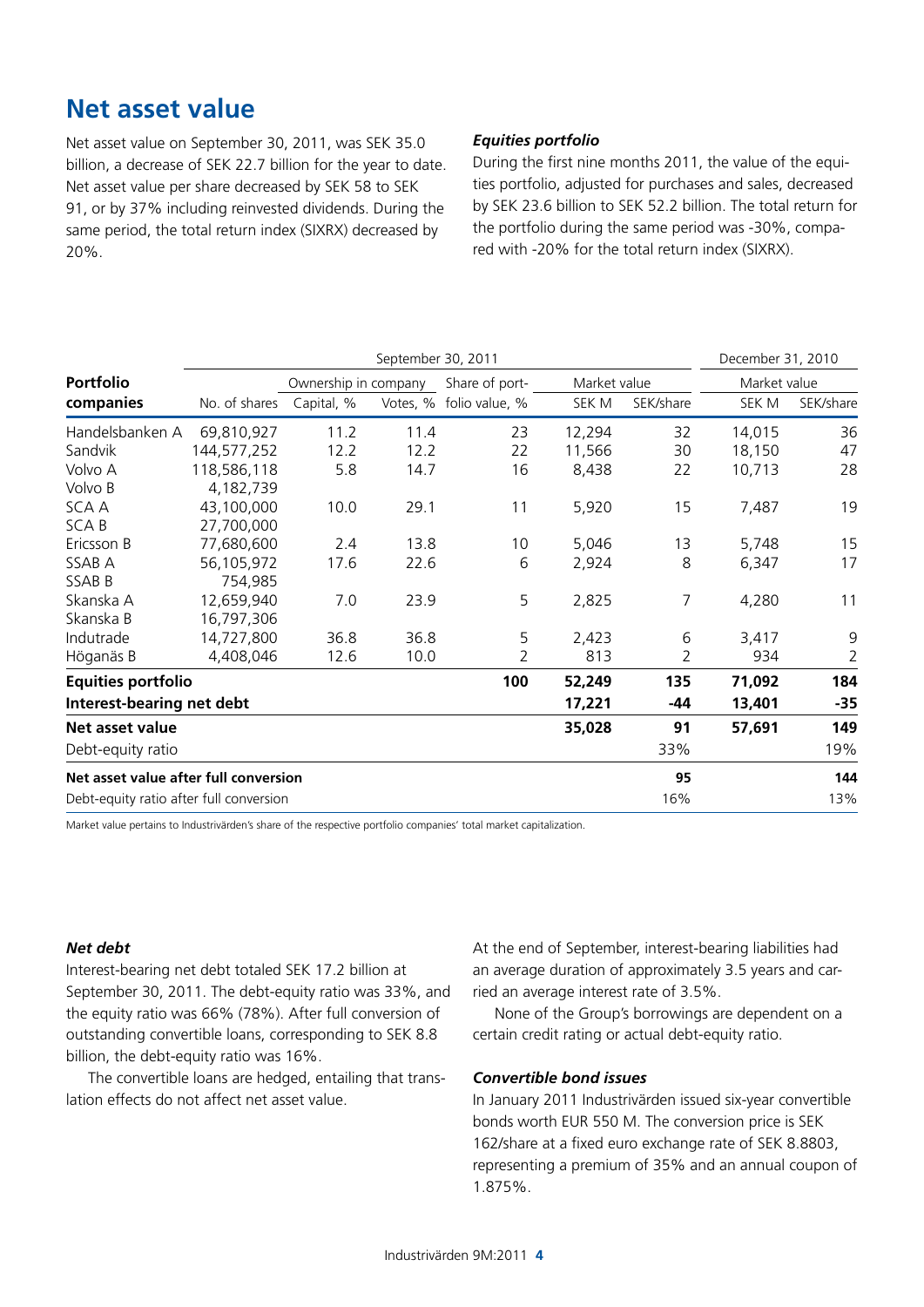# Net asset value

Net asset value on September 30, 2011, was SEK 35.0 billion, a decrease of SEK 22.7 billion for the year to date. Net asset value per share decreased by SEK 58 to SEK 91, or by 37% including reinvested dividends. During the same period, the total return index (SIXRX) decreased by 20%.

### *Equities portfolio*

During the first nine months 2011, the value of the equities portfolio, adjusted for purchases and sales, decreased by SEK 23.6 billion to SEK 52.2 billion. The total return for the portfolio during the same period was -30%, compared with -20% for the total return index (SIXRX).

| | September 30, 2011 | | | | | | December 31, 2010 | |
|---|---|---|---|---|---|---|---|---|
| **Portfolio** | | Ownership in company | | Share of port- | Market value | | Market value | |
| **companies** | No. of shares | Capital, % | Votes, % | folio value, % | SEK M | SEK/share | SEK M | SEK/share |
| Handelsbanken A | 69,810,927 | 11.2 | 11.4 | 23 | 12,294 | 32 | 14,015 | 36 |
| Sandvik | 144,577,252 | 12.2 | 12.2 | 22 | 11,566 | 30 | 18,150 | 47 |
| Volvo A | 118,586,118 | 5.8 | 14.7 | 16 | 8,438 | 22 | 10,713 | 28 |
| Volvo B | 4,182,739 | | | | | | | |
| SCA A | 43,100,000 | 10.0 | 29.1 | 11 | 5,920 | 15 | 7,487 | 19 |
| SCA B | 27,700,000 | | | | | | | |
| Ericsson B | 77,680,600 | 2.4 | 13.8 | 10 | 5,046 | 13 | 5,748 | 15 |
| SSAB A | 56,105,972 | 17.6 | 22.6 | 6 | 2,924 | 8 | 6,347 | 17 |
| SSAB B | 754,985 | | | | | | | |
| Skanska A | 12,659,940 | 7.0 | 23.9 | 5 | 2,825 | 7 | 4,280 | 11 |
| Skanska B | 16,797,306 | | | | | | | |
| Indutrade | 14,727,800 | 36.8 | 36.8 | 5 | 2,423 | 6 | 3,417 | 9 |
| Höganäs B | 4,408,046 | 12.6 | 10.0 | 2 | 813 | 2 | 934 | 2 |
| **Equities portfolio** | | | | **100** | **52,249** | **135** | **71,092** | **184** |
| **Interest-bearing net debt** | | | | | **17,221** | **-44** | **13,401** | **-35** |
| **Net asset value** | | | | | **35,028** | **91** | **57,691** | **149** |
| Debt-equity ratio | | | | | | 33% | | 19% |
| **Net asset value after full conversion** | | | | | | **95** | | **144** |
| Debt-equity ratio after full conversion | | | | | | 16% | | 13% |

Market value pertains to Industrivärden's share of the respective portfolio companies' total market capitalization.

### *Net debt*

Interest-bearing net debt totaled SEK 17.2 billion at September 30, 2011. The debt-equity ratio was 33%, and the equity ratio was 66% (78%). After full conversion of outstanding convertible loans, corresponding to SEK 8.8 billion, the debt-equity ratio was 16%.

The convertible loans are hedged, entailing that translation effects do not affect net asset value.

At the end of September, interest-bearing liabilities had an average duration of approximately 3.5 years and carried an average interest rate of 3.5%.

None of the Group's borrowings are dependent on a certain credit rating or actual debt-equity ratio.

### *Convertible bond issues*

In January 2011 Industrivärden issued six-year convertible bonds worth EUR 550 M. The conversion price is SEK 162/share at a fixed euro exchange rate of SEK 8.8803, representing a premium of 35% and an annual coupon of 1.875%.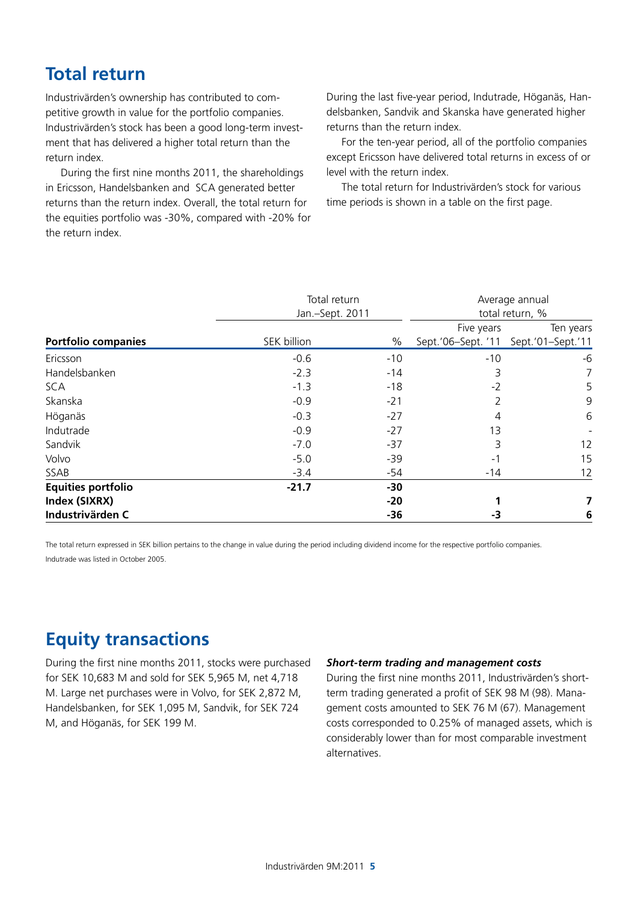## Total return

Industrivärden's ownership has contributed to competitive growth in value for the portfolio companies. Industrivärden's stock has been a good long-term investment that has delivered a higher total return than the return index.

During the first nine months 2011, the shareholdings in Ericsson, Handelsbanken and SCA generated better returns than the return index. Overall, the total return for the equities portfolio was -30%, compared with -20% for the return index.

During the last five-year period, Indutrade, Höganäs, Handelsbanken, Sandvik and Skanska have generated higher returns than the return index.

For the ten-year period, all of the portfolio companies except Ericsson have delivered total returns in excess of or level with the return index.

The total return for Industrivärden's stock for various time periods is shown in a table on the first page.

| | Total return Jan.–Sept. 2011 | | Average annual total return, % | |
|---|---|---|---|---|
| | | | Five years | Ten years |
| **Portfolio companies** | SEK billion | % | Sept.'06–Sept. '11 | Sept.'01–Sept.'11 |
| Ericsson | -0.6 | -10 | -10 | -6 |
| Handelsbanken | -2.3 | -14 | 3 | 7 |
| SCA | -1.3 | -18 | -2 | 5 |
| Skanska | -0.9 | -21 | 2 | 9 |
| Höganäs | -0.3 | -27 | 4 | 6 |
| Indutrade | -0.9 | -27 | 13 | - |
| Sandvik | -7.0 | -37 | 3 | 12 |
| Volvo | -5.0 | -39 | -1 | 15 |
| SSAB | -3.4 | -54 | -14 | 12 |
| **Equities portfolio** | **-21.7** | **-30** | | |
| **Index (SIXRX)** | | **-20** | **1** | **7** |
| **Industrivärden C** | | **-36** | **-3** | **6** |

The total return expressed in SEK billion pertains to the change in value during the period including dividend income for the respective portfolio companies.
Indutrade was listed in October 2005.

## Equity transactions

During the first nine months 2011, stocks were purchased for SEK 10,683 M and sold for SEK 5,965 M, net 4,718 M. Large net purchases were in Volvo, for SEK 2,872 M, Handelsbanken, for SEK 1,095 M, Sandvik, for SEK 724 M, and Höganäs, for SEK 199 M.

***Short-term trading and management costs***

During the first nine months 2011, Industrivärden's short-term trading generated a profit of SEK 98 M (98). Management costs amounted to SEK 76 M (67). Management costs corresponded to 0.25% of managed assets, which is considerably lower than for most comparable investment alternatives.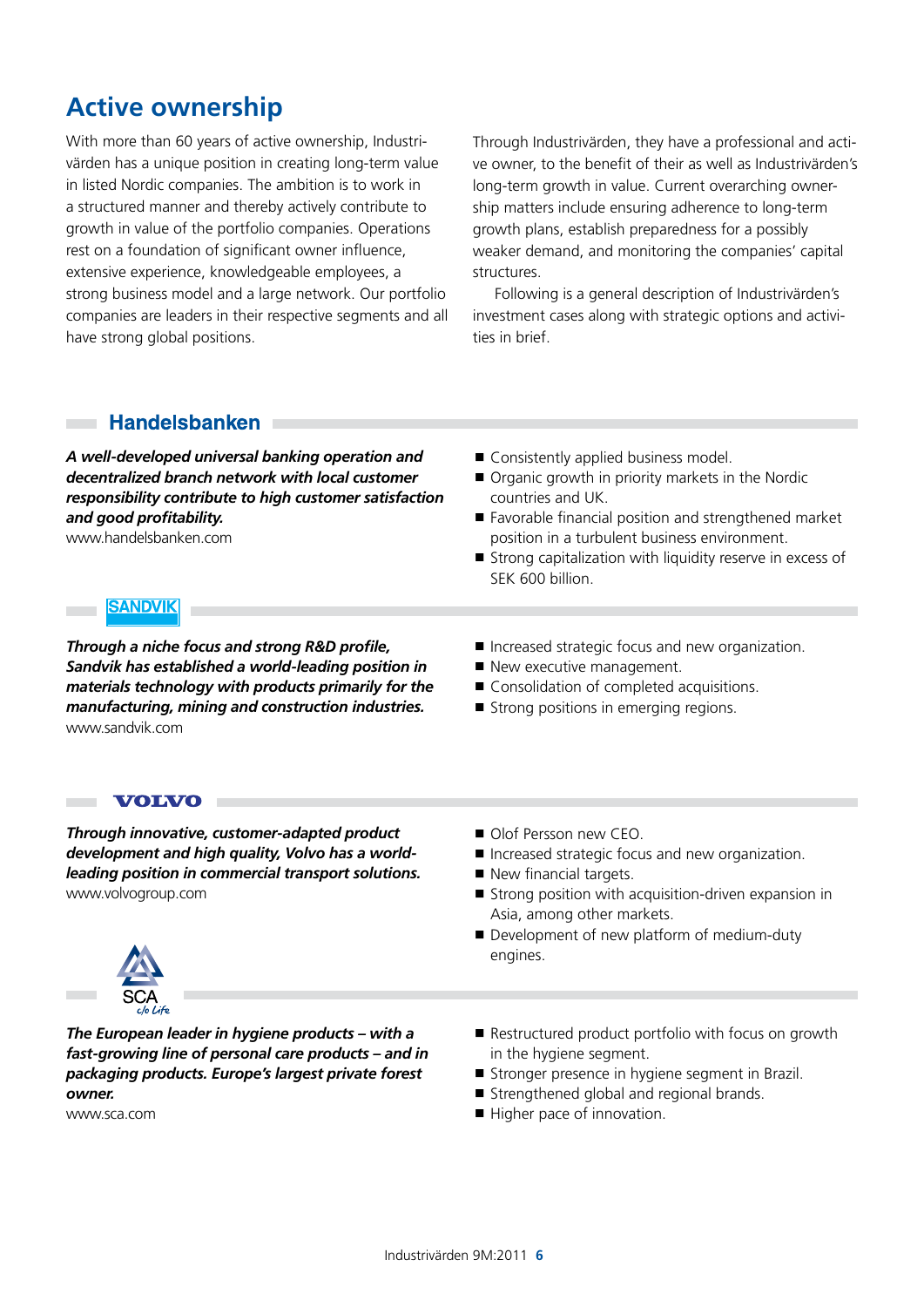# Active ownership

With more than 60 years of active ownership, Industrivärden has a unique position in creating long-term value in listed Nordic companies. The ambition is to work in a structured manner and thereby actively contribute to growth in value of the portfolio companies. Operations rest on a foundation of significant owner influence, extensive experience, knowledgeable employees, a strong business model and a large network. Our portfolio companies are leaders in their respective segments and all have strong global positions.

Through Industrivärden, they have a professional and active owner, to the benefit of their as well as Industrivärden's long-term growth in value. Current overarching ownership matters include ensuring adherence to long-term growth plans, establish preparedness for a possibly weaker demand, and monitoring the companies' capital structures.

Following is a general description of Industrivärden's investment cases along with strategic options and activities in brief.

## Handelsbanken

***A well-developed universal banking operation and decentralized branch network with local customer responsibility contribute to high customer satisfaction and good profitability.***
www.handelsbanken.com

- Consistently applied business model.
- Organic growth in priority markets in the Nordic countries and UK.
- Favorable financial position and strengthened market position in a turbulent business environment.
- Strong capitalization with liquidity reserve in excess of SEK 600 billion.

## SANDVIK

***Through a niche focus and strong R&D profile, Sandvik has established a world-leading position in materials technology with products primarily for the manufacturing, mining and construction industries.***
www.sandvik.com

- Increased strategic focus and new organization.
- New executive management.
- Consolidation of completed acquisitions.
- Strong positions in emerging regions.

## VOLVO

***Through innovative, customer-adapted product development and high quality, Volvo has a world-leading position in commercial transport solutions.***
www.volvogroup.com

- Olof Persson new CEO.
- Increased strategic focus and new organization.
- New financial targets.
- Strong position with acquisition-driven expansion in Asia, among other markets.
- Development of new platform of medium-duty engines.

## SCA

***The European leader in hygiene products – with a fast-growing line of personal care products – and in packaging products. Europe's largest private forest owner.***
www.sca.com

- Restructured product portfolio with focus on growth in the hygiene segment.
- Stronger presence in hygiene segment in Brazil.
- Strengthened global and regional brands.
- Higher pace of innovation.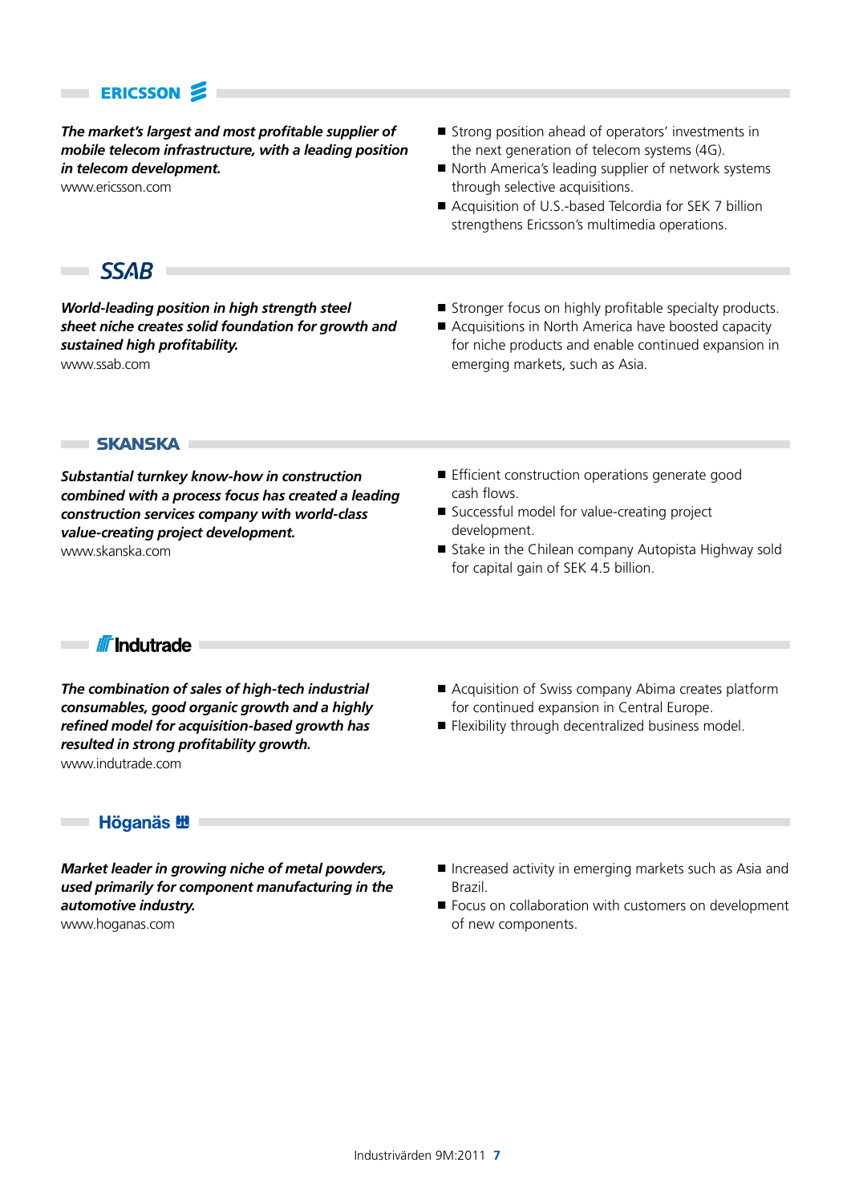## ERICSSON

***The market's largest and most profitable supplier of mobile telecom infrastructure, with a leading position in telecom development.***

www.ericsson.com

- Strong position ahead of operators' investments in the next generation of telecom systems (4G).
- North America's leading supplier of network systems through selective acquisitions.
- Acquisition of U.S.-based Telcordia for SEK 7 billion strengthens Ericsson's multimedia operations.

## SSAB

***World-leading position in high strength steel sheet niche creates solid foundation for growth and sustained high profitability.***

www.ssab.com

- Stronger focus on highly profitable specialty products.
- Acquisitions in North America have boosted capacity for niche products and enable continued expansion in emerging markets, such as Asia.

## SKANSKA

***Substantial turnkey know-how in construction combined with a process focus has created a leading construction services company with world-class value-creating project development.***

www.skanska.com

- Efficient construction operations generate good cash flows.
- Successful model for value-creating project development.
- Stake in the Chilean company Autopista Highway sold for capital gain of SEK 4.5 billion.

## Indutrade

***The combination of sales of high-tech industrial consumables, good organic growth and a highly refined model for acquisition-based growth has resulted in strong profitability growth.***

www.indutrade.com

- Acquisition of Swiss company Abima creates platform for continued expansion in Central Europe.
- Flexibility through decentralized business model.

## Höganäs

***Market leader in growing niche of metal powders, used primarily for component manufacturing in the automotive industry.***

www.hoganas.com

- Increased activity in emerging markets such as Asia and Brazil.
- Focus on collaboration with customers on development of new components.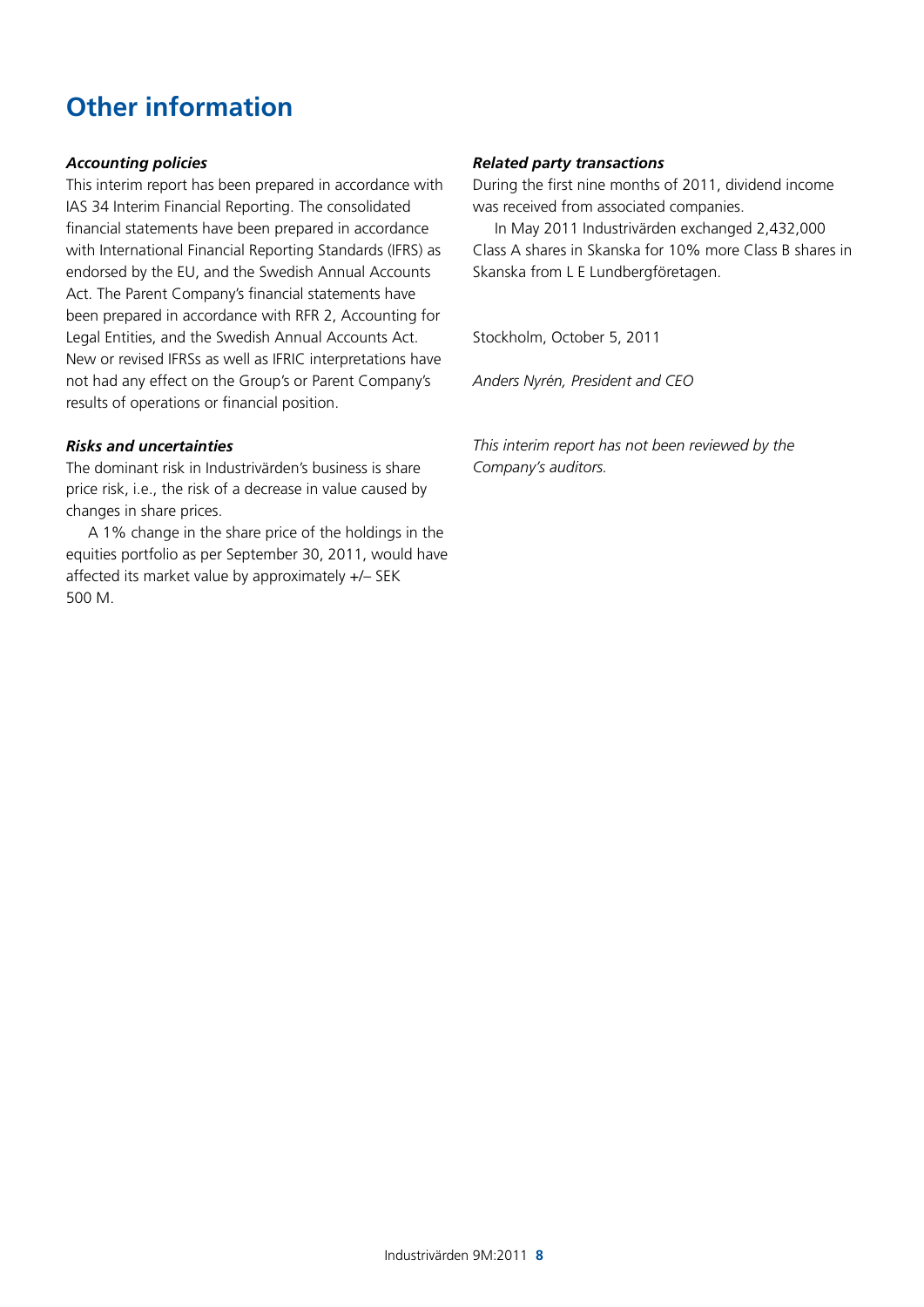# Other information

***Accounting policies***

This interim report has been prepared in accordance with IAS 34 Interim Financial Reporting. The consolidated financial statements have been prepared in accordance with International Financial Reporting Standards (IFRS) as endorsed by the EU, and the Swedish Annual Accounts Act. The Parent Company's financial statements have been prepared in accordance with RFR 2, Accounting for Legal Entities, and the Swedish Annual Accounts Act. New or revised IFRSs as well as IFRIC interpretations have not had any effect on the Group's or Parent Company's results of operations or financial position.

***Risks and uncertainties***

The dominant risk in Industrivärden's business is share price risk, i.e., the risk of a decrease in value caused by changes in share prices.

A 1% change in the share price of the holdings in the equities portfolio as per September 30, 2011, would have affected its market value by approximately +/– SEK 500 M.

***Related party transactions***

During the first nine months of 2011, dividend income was received from associated companies.

In May 2011 Industrivärden exchanged 2,432,000 Class A shares in Skanska for 10% more Class B shares in Skanska from L E Lundbergföretagen.

Stockholm, October 5, 2011

*Anders Nyrén, President and CEO*

*This interim report has not been reviewed by the Company's auditors.*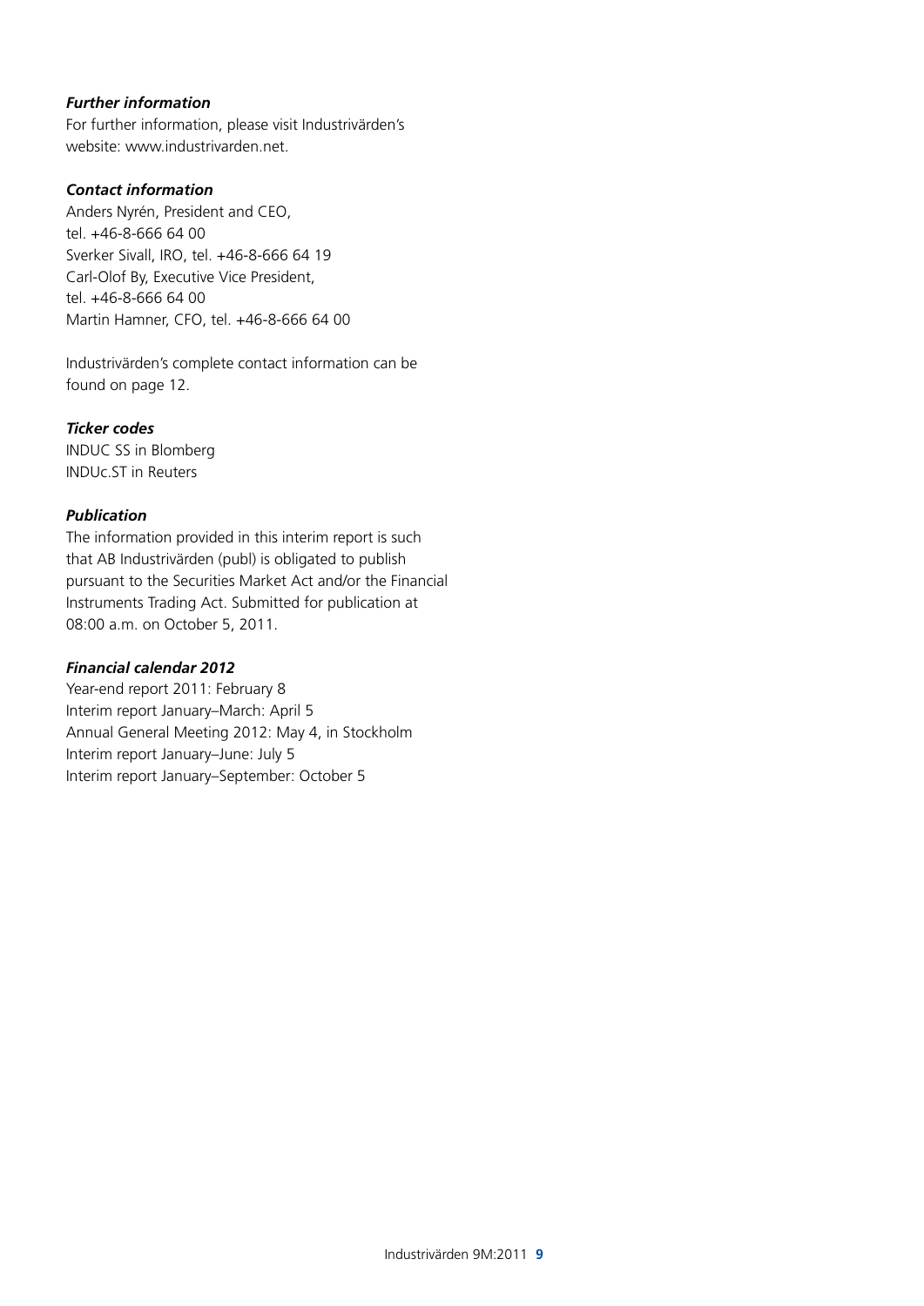***Further information***

For further information, please visit Industrivärden's website: www.industrivarden.net.

***Contact information***

Anders Nyrén, President and CEO,
tel. +46-8-666 64 00
Sverker Sivall, IRO, tel. +46-8-666 64 19
Carl-Olof By, Executive Vice President,
tel. +46-8-666 64 00
Martin Hamner, CFO, tel. +46-8-666 64 00

Industrivärden's complete contact information can be found on page 12.

***Ticker codes***

INDUC SS in Blomberg
INDUc.ST in Reuters

***Publication***

The information provided in this interim report is such that AB Industrivärden (publ) is obligated to publish pursuant to the Securities Market Act and/or the Financial Instruments Trading Act. Submitted for publication at 08:00 a.m. on October 5, 2011.

***Financial calendar 2012***

Year-end report 2011: February 8
Interim report January–March: April 5
Annual General Meeting 2012: May 4, in Stockholm
Interim report January–June: July 5
Interim report January–September: October 5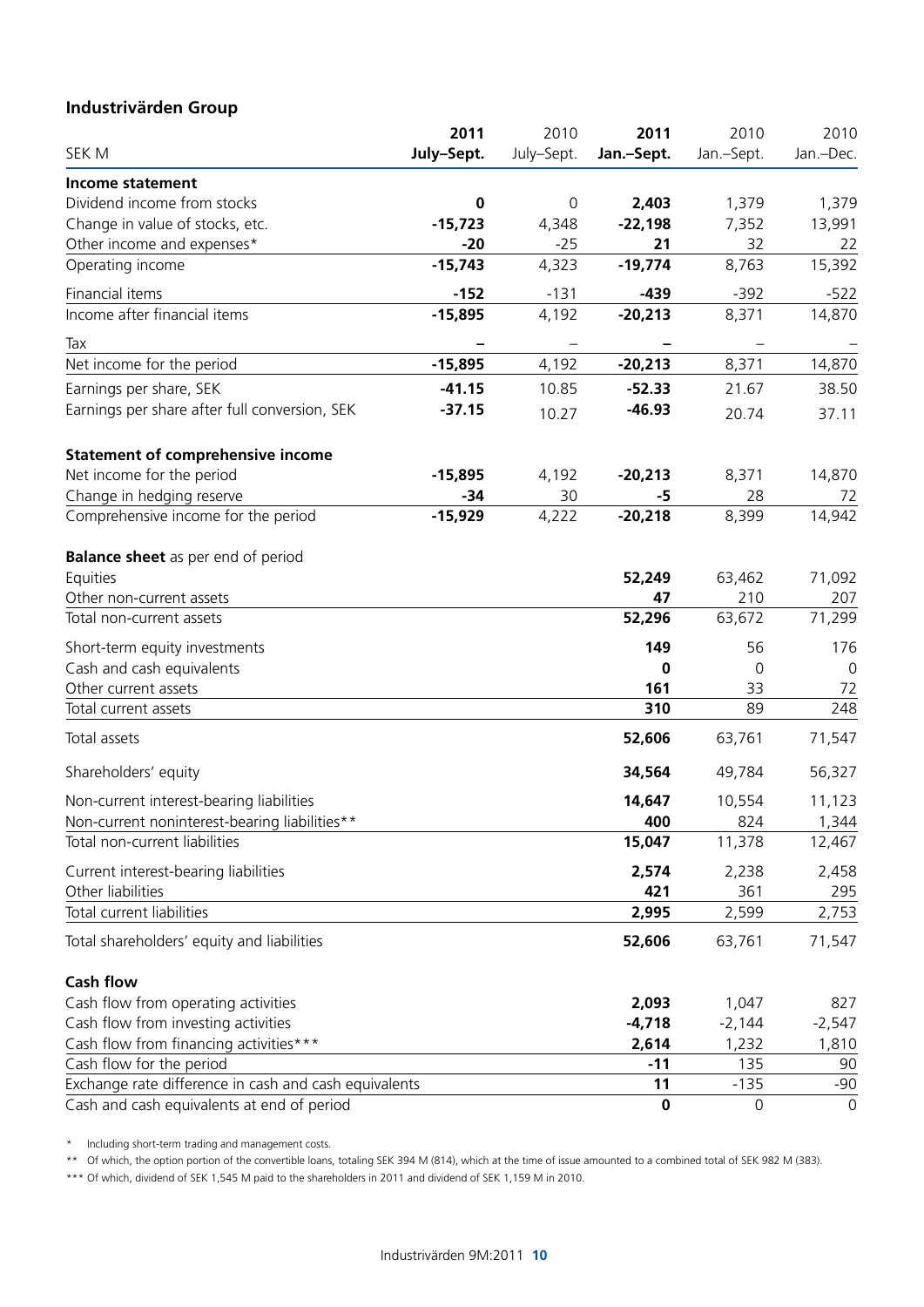### Industrivärden Group

| SEK M | 2011 July–Sept. | 2010 July–Sept. | 2011 Jan.–Sept. | 2010 Jan.–Sept. | 2010 Jan.–Dec. |
|---|---|---|---|---|---|
| **Income statement** | | | | | |
| Dividend income from stocks | **0** | 0 | **2,403** | 1,379 | 1,379 |
| Change in value of stocks, etc. | **-15,723** | 4,348 | **-22,198** | 7,352 | 13,991 |
| Other income and expenses* | **-20** | -25 | **21** | 32 | 22 |
| Operating income | **-15,743** | 4,323 | **-19,774** | 8,763 | 15,392 |
| Financial items | **-152** | -131 | **-439** | -392 | -522 |
| Income after financial items | **-15,895** | 4,192 | **-20,213** | 8,371 | 14,870 |
| Tax | **–** | – | **–** | – | – |
| Net income for the period | **-15,895** | 4,192 | **-20,213** | 8,371 | 14,870 |
| Earnings per share, SEK | **-41.15** | 10.85 | **-52.33** | 21.67 | 38.50 |
| Earnings per share after full conversion, SEK | **-37.15** | 10.27 | **-46.93** | 20.74 | 37.11 |
| **Statement of comprehensive income** | | | | | |
| Net income for the period | **-15,895** | 4,192 | **-20,213** | 8,371 | 14,870 |
| Change in hedging reserve | **-34** | 30 | **-5** | 28 | 72 |
| Comprehensive income for the period | **-15,929** | 4,222 | **-20,218** | 8,399 | 14,942 |
| **Balance sheet** as per end of period | | | | | |
| Equities | | | **52,249** | 63,462 | 71,092 |
| Other non-current assets | | | **47** | 210 | 207 |
| Total non-current assets | | | **52,296** | 63,672 | 71,299 |
| Short-term equity investments | | | **149** | 56 | 176 |
| Cash and cash equivalents | | | **0** | 0 | 0 |
| Other current assets | | | **161** | 33 | 72 |
| Total current assets | | | **310** | 89 | 248 |
| Total assets | | | **52,606** | 63,761 | 71,547 |
| Shareholders' equity | | | **34,564** | 49,784 | 56,327 |
| Non-current interest-bearing liabilities | | | **14,647** | 10,554 | 11,123 |
| Non-current noninterest-bearing liabilities** | | | **400** | 824 | 1,344 |
| Total non-current liabilities | | | **15,047** | 11,378 | 12,467 |
| Current interest-bearing liabilities | | | **2,574** | 2,238 | 2,458 |
| Other liabilities | | | **421** | 361 | 295 |
| Total current liabilities | | | **2,995** | 2,599 | 2,753 |
| Total shareholders' equity and liabilities | | | **52,606** | 63,761 | 71,547 |
| **Cash flow** | | | | | |
| Cash flow from operating activities | | | **2,093** | 1,047 | 827 |
| Cash flow from investing activities | | | **-4,718** | -2,144 | -2,547 |
| Cash flow from financing activities*** | | | **2,614** | 1,232 | 1,810 |
| Cash flow for the period | | | **-11** | 135 | 90 |
| Exchange rate difference in cash and cash equivalents | | | **11** | -135 | -90 |
| Cash and cash equivalents at end of period | | | **0** | 0 | 0 |

\* Including short-term trading and management costs.

\** Of which, the option portion of the convertible loans, totaling SEK 394 M (814), which at the time of issue amounted to a combined total of SEK 982 M (383).

\*** Of which, dividend of SEK 1,545 M paid to the shareholders in 2011 and dividend of SEK 1,159 M in 2010.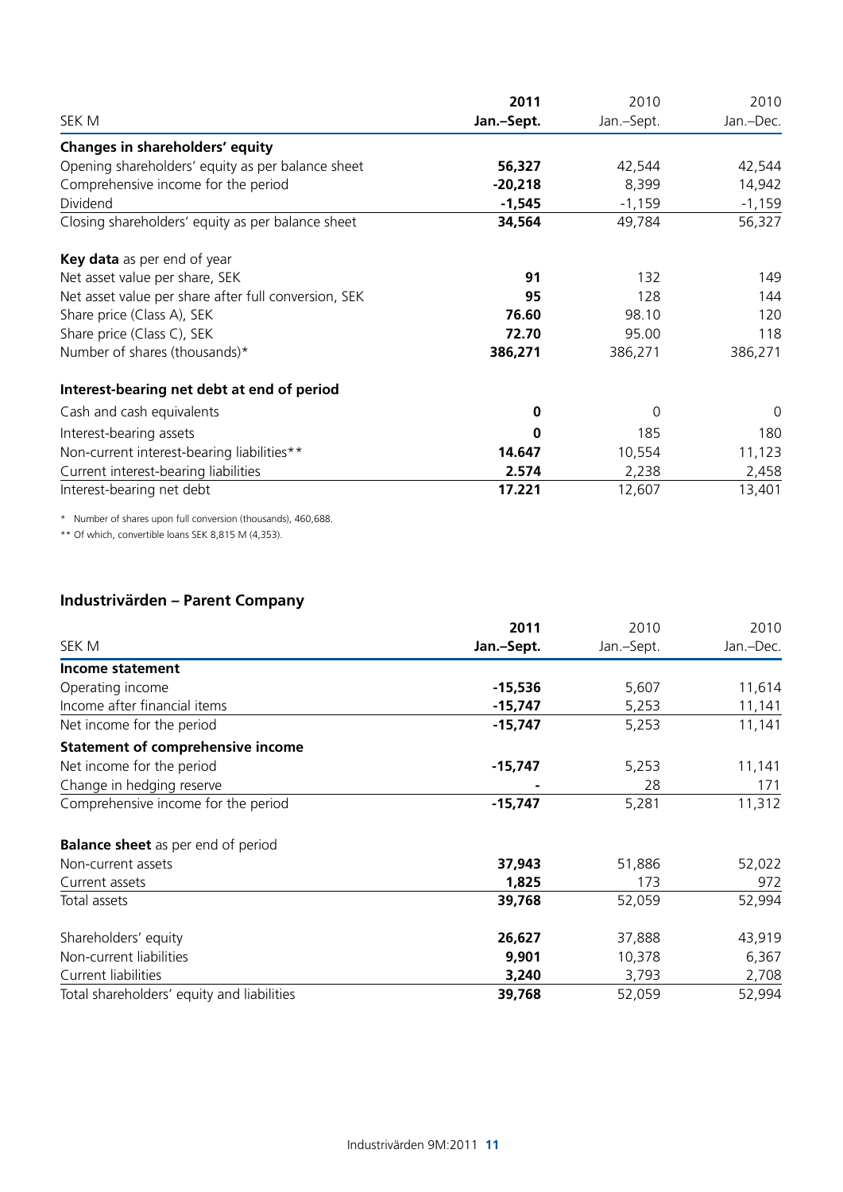| SEK M | 2011<br>Jan.–Sept. | 2010<br>Jan.–Sept. | 2010<br>Jan.–Dec. |
|---|---|---|---|
| **Changes in shareholders' equity** | | | |
| Opening shareholders' equity as per balance sheet | **56,327** | 42,544 | 42,544 |
| Comprehensive income for the period | **-20,218** | 8,399 | 14,942 |
| Dividend | **-1,545** | -1,159 | -1,159 |
| Closing shareholders' equity as per balance sheet | **34,564** | 49,784 | 56,327 |
| | | | |
| **Key data** as per end of year | | | |
| Net asset value per share, SEK | **91** | 132 | 149 |
| Net asset value per share after full conversion, SEK | **95** | 128 | 144 |
| Share price (Class A), SEK | **76.60** | 98.10 | 120 |
| Share price (Class C), SEK | **72.70** | 95.00 | 118 |
| Number of shares (thousands)* | **386,271** | 386,271 | 386,271 |
| | | | |
| **Interest-bearing net debt at end of period** | | | |
| Cash and cash equivalents | **0** | 0 | 0 |
| Interest-bearing assets | **0** | 185 | 180 |
| Non-current interest-bearing liabilities** | **14.647** | 10,554 | 11,123 |
| Current interest-bearing liabilities | **2.574** | 2,238 | 2,458 |
| Interest-bearing net debt | **17.221** | 12,607 | 13,401 |

* Number of shares upon full conversion (thousands), 460,688.

** Of which, convertible loans SEK 8,815 M (4,353).

## Industrivärden – Parent Company

| SEK M | 2011<br>Jan.–Sept. | 2010<br>Jan.–Sept. | 2010<br>Jan.–Dec. |
|---|---|---|---|
| **Income statement** | | | |
| Operating income | **-15,536** | 5,607 | 11,614 |
| Income after financial items | **-15,747** | 5,253 | 11,141 |
| Net income for the period | **-15,747** | 5,253 | 11,141 |
| **Statement of comprehensive income** | | | |
| Net income for the period | **-15,747** | 5,253 | 11,141 |
| Change in hedging reserve | **-** | 28 | 171 |
| Comprehensive income for the period | **-15,747** | 5,281 | 11,312 |
| | | | |
| **Balance sheet** as per end of period | | | |
| Non-current assets | **37,943** | 51,886 | 52,022 |
| Current assets | **1,825** | 173 | 972 |
| Total assets | **39,768** | 52,059 | 52,994 |
| | | | |
| Shareholders' equity | **26,627** | 37,888 | 43,919 |
| Non-current liabilities | **9,901** | 10,378 | 6,367 |
| Current liabilities | **3,240** | 3,793 | 2,708 |
| Total shareholders' equity and liabilities | **39,768** | 52,059 | 52,994 |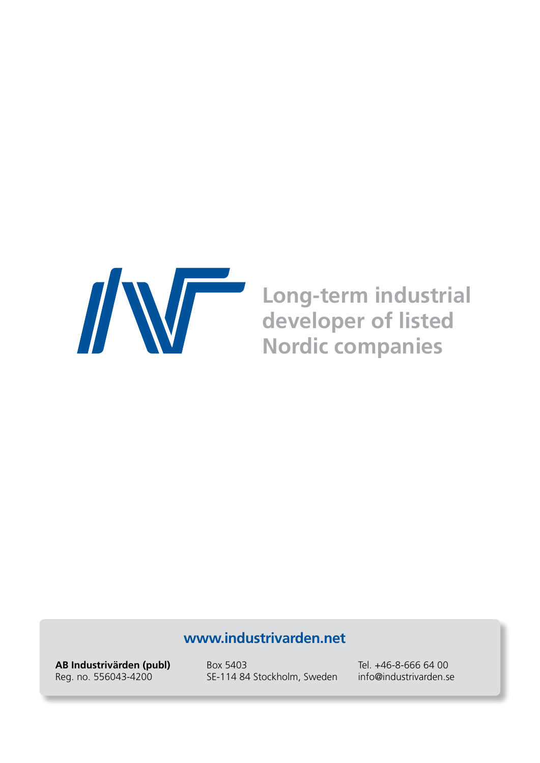Long-term industrial developer of listed Nordic companies

www.industrivarden.net

**AB Industrivärden (publ)**
Reg. no. 556043-4200

Box 5403
SE-114 84 Stockholm, Sweden

Tel. +46-8-666 64 00
info@industrivarden.se